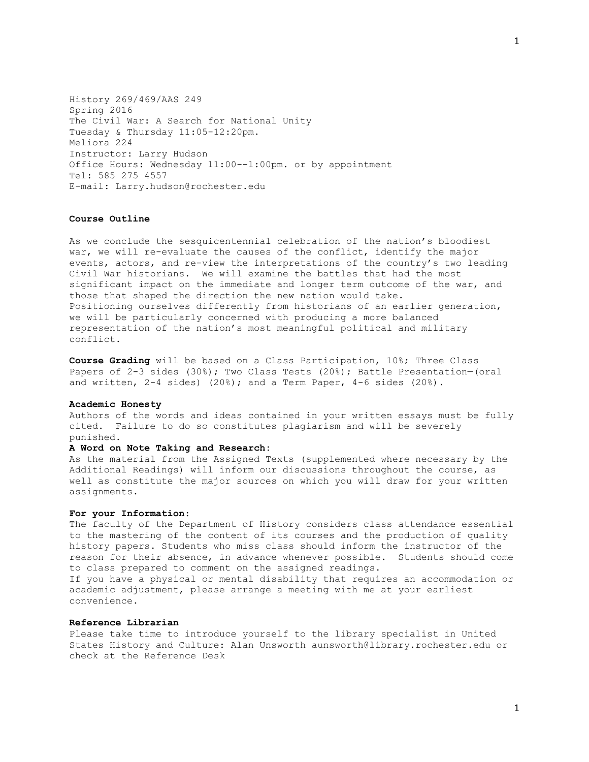History 269/469/AAS 249
Spring 2016
The Civil War: A Search for National Unity
Tuesday & Thursday 11:05-12:20pm.
Meliora 224
Instructor: Larry Hudson
Office Hours: Wednesday 11:00--1:00pm. or by appointment
Tel: 585 275 4557
E-mail: Larry.hudson@rochester.edu

**Course Outline**

As we conclude the sesquicentennial celebration of the nation's bloodiest war, we will re-evaluate the causes of the conflict, identify the major events, actors, and re-view the interpretations of the country's two leading Civil War historians. We will examine the battles that had the most significant impact on the immediate and longer term outcome of the war, and those that shaped the direction the new nation would take.
Positioning ourselves differently from historians of an earlier generation, we will be particularly concerned with producing a more balanced representation of the nation's most meaningful political and military conflict.

**Course Grading** will be based on a Class Participation, 10%; Three Class Papers of 2-3 sides (30%); Two Class Tests (20%); Battle Presentation—(oral and written, 2-4 sides) (20%); and a Term Paper, 4-6 sides (20%).

**Academic Honesty**
Authors of the words and ideas contained in your written essays must be fully cited. Failure to do so constitutes plagiarism and will be severely punished.

**A Word on Note Taking and Research:**
As the material from the Assigned Texts (supplemented where necessary by the Additional Readings) will inform our discussions throughout the course, as well as constitute the major sources on which you will draw for your written assignments.

**For your Information:**
The faculty of the Department of History considers class attendance essential to the mastering of the content of its courses and the production of quality history papers. Students who miss class should inform the instructor of the reason for their absence, in advance whenever possible. Students should come to class prepared to comment on the assigned readings.
If you have a physical or mental disability that requires an accommodation or academic adjustment, please arrange a meeting with me at your earliest convenience.

**Reference Librarian**
Please take time to introduce yourself to the library specialist in United States History and Culture: Alan Unsworth aunsworth@library.rochester.edu or check at the Reference Desk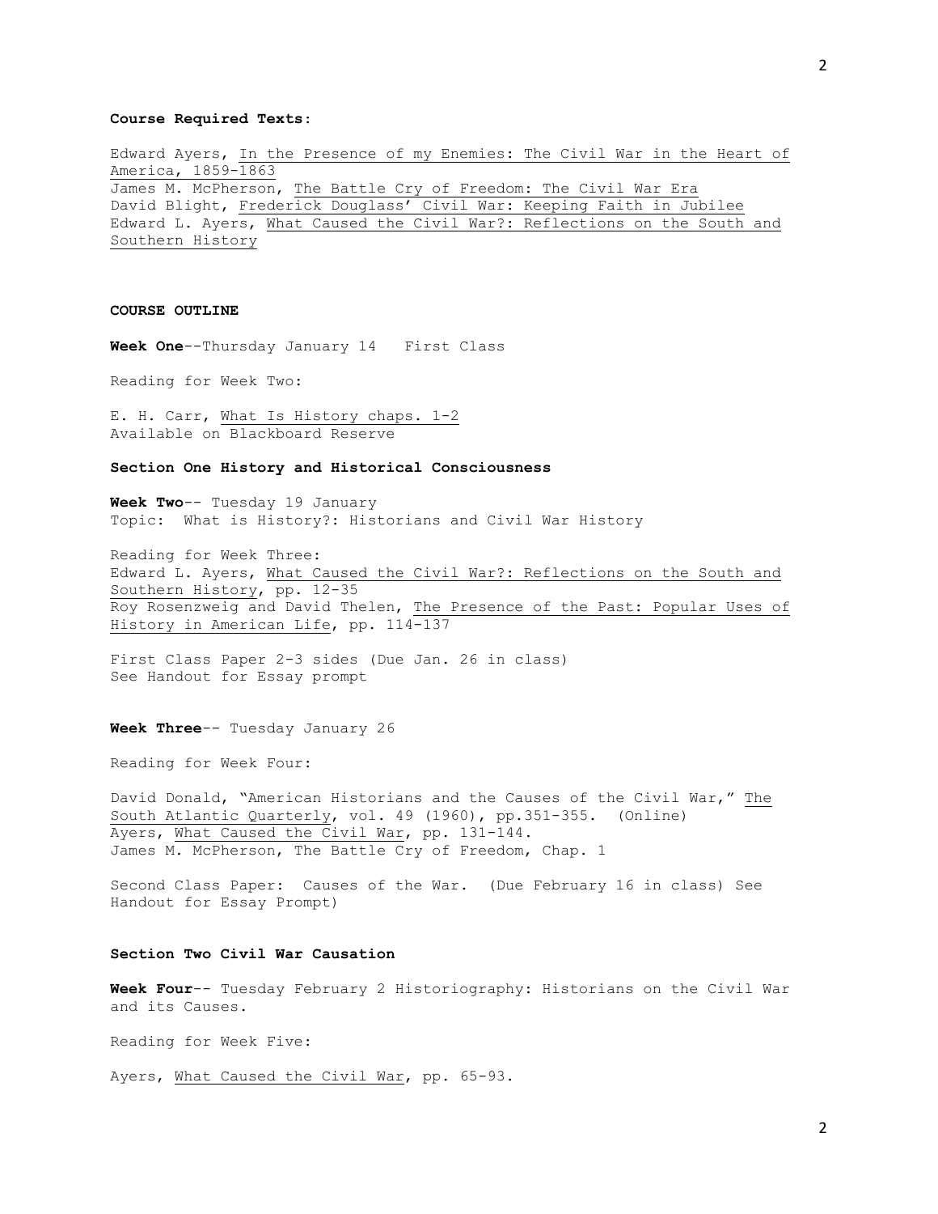**Course Required Texts:**

Edward Ayers, In the Presence of my Enemies: The Civil War in the Heart of America, 1859-1863
James M. McPherson, The Battle Cry of Freedom: The Civil War Era
David Blight, Frederick Douglass' Civil War: Keeping Faith in Jubilee
Edward L. Ayers, What Caused the Civil War?: Reflections on the South and Southern History

**COURSE OUTLINE**

**Week One**--Thursday January 14 First Class

Reading for Week Two:

E. H. Carr, What Is History chaps. 1-2
Available on Blackboard Reserve

**Section One History and Historical Consciousness**

**Week Two**-- Tuesday 19 January
Topic: What is History?: Historians and Civil War History

Reading for Week Three:
Edward L. Ayers, What Caused the Civil War?: Reflections on the South and Southern History, pp. 12-35
Roy Rosenzweig and David Thelen, The Presence of the Past: Popular Uses of History in American Life, pp. 114-137

First Class Paper 2-3 sides (Due Jan. 26 in class)
See Handout for Essay prompt

**Week Three**-- Tuesday January 26

Reading for Week Four:

David Donald, "American Historians and the Causes of the Civil War," The South Atlantic Quarterly, vol. 49 (1960), pp.351-355. (Online)
Ayers, What Caused the Civil War, pp. 131-144.
James M. McPherson, The Battle Cry of Freedom, Chap. 1

Second Class Paper: Causes of the War. (Due February 16 in class) See Handout for Essay Prompt)

**Section Two Civil War Causation**

**Week Four**-- Tuesday February 2 Historiography: Historians on the Civil War and its Causes.

Reading for Week Five:

Ayers, What Caused the Civil War, pp. 65-93.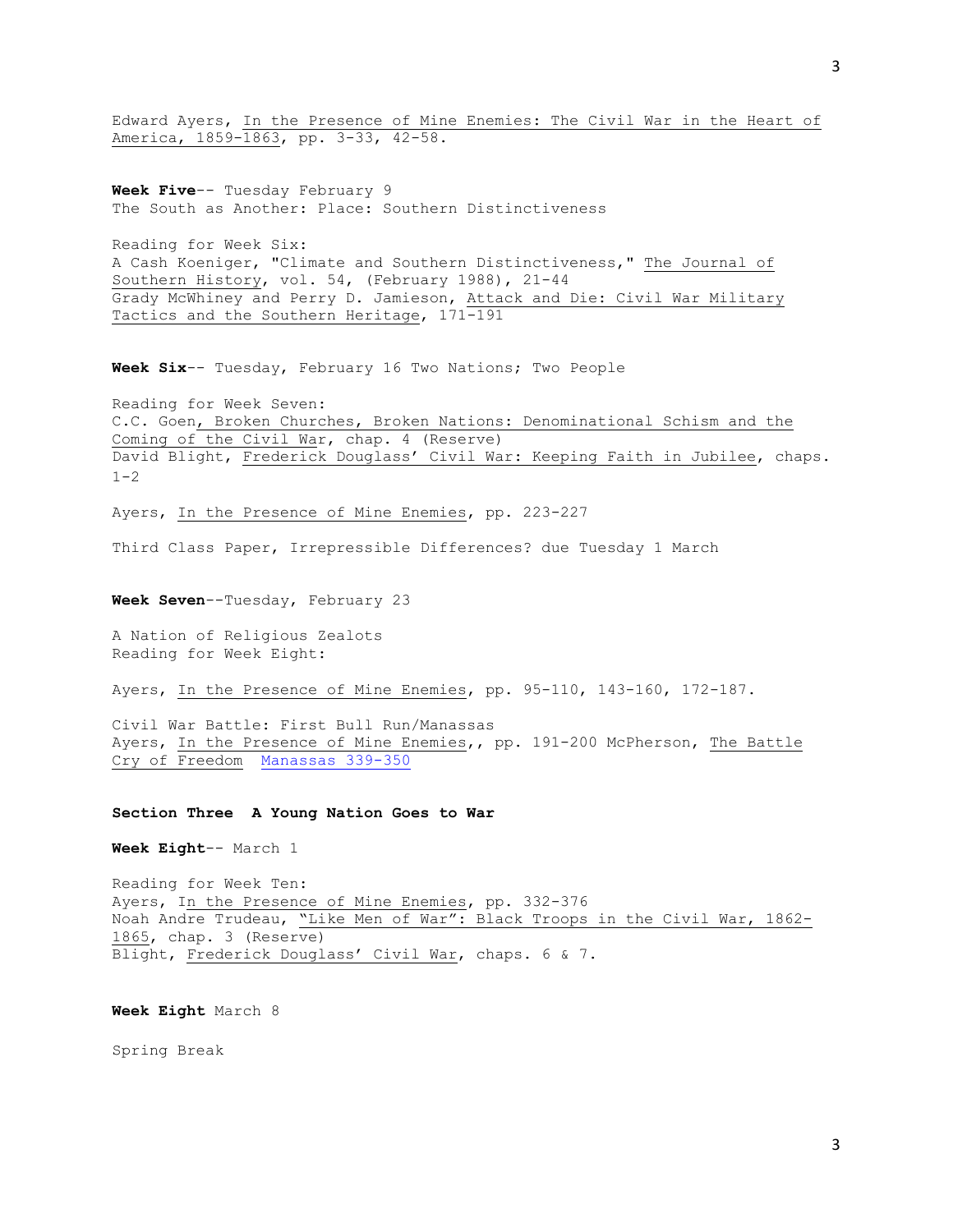Edward Ayers, In the Presence of Mine Enemies: The Civil War in the Heart of America, 1859-1863, pp. 3-33, 42-58.

**Week Five**-- Tuesday February 9
The South as Another: Place: Southern Distinctiveness

Reading for Week Six:
A Cash Koeniger, "Climate and Southern Distinctiveness," The Journal of Southern History, vol. 54, (February 1988), 21-44
Grady McWhiney and Perry D. Jamieson, Attack and Die: Civil War Military Tactics and the Southern Heritage, 171-191

**Week Six**-- Tuesday, February 16 Two Nations; Two People

Reading for Week Seven:
C.C. Goen, Broken Churches, Broken Nations: Denominational Schism and the Coming of the Civil War, chap. 4 (Reserve)
David Blight, Frederick Douglass' Civil War: Keeping Faith in Jubilee, chaps. 1-2

Ayers, In the Presence of Mine Enemies, pp. 223-227

Third Class Paper, Irrepressible Differences? due Tuesday 1 March

**Week Seven**--Tuesday, February 23

A Nation of Religious Zealots
Reading for Week Eight:

Ayers, In the Presence of Mine Enemies, pp. 95-110, 143-160, 172-187.

Civil War Battle: First Bull Run/Manassas
Ayers, In the Presence of Mine Enemies,, pp. 191-200 McPherson, The Battle Cry of Freedom Manassas 339-350

**Section Three A Young Nation Goes to War**

**Week Eight**-- March 1

Reading for Week Ten:
Ayers, In the Presence of Mine Enemies, pp. 332-376
Noah Andre Trudeau, "Like Men of War": Black Troops in the Civil War, 1862-1865, chap. 3 (Reserve)
Blight, Frederick Douglass' Civil War, chaps. 6 & 7.

**Week Eight** March 8

Spring Break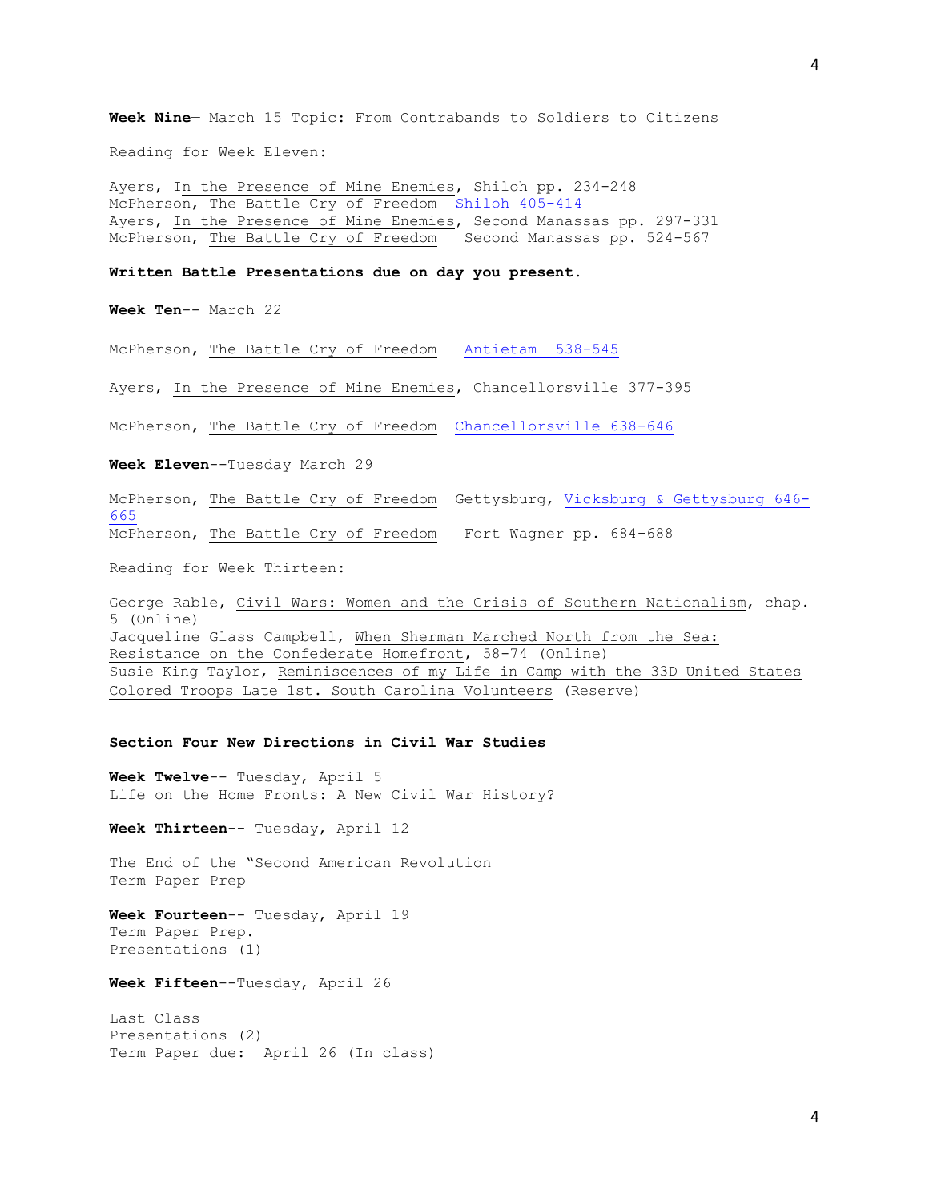**Week Nine**— March 15 Topic: From Contrabands to Soldiers to Citizens

Reading for Week Eleven:

Ayers, In the Presence of Mine Enemies, Shiloh pp. 234-248
McPherson, The Battle Cry of Freedom Shiloh 405-414
Ayers, In the Presence of Mine Enemies, Second Manassas pp. 297-331
McPherson, The Battle Cry of Freedom Second Manassas pp. 524-567

**Written Battle Presentations due on day you present.**

**Week Ten**-- March 22

McPherson, The Battle Cry of Freedom Antietam 538-545

Ayers, In the Presence of Mine Enemies, Chancellorsville 377-395

McPherson, The Battle Cry of Freedom Chancellorsville 638-646

**Week Eleven**--Tuesday March 29

McPherson, The Battle Cry of Freedom Gettysburg, Vicksburg & Gettysburg 646-665
McPherson, The Battle Cry of Freedom Fort Wagner pp. 684-688

Reading for Week Thirteen:

George Rable, Civil Wars: Women and the Crisis of Southern Nationalism, chap. 5 (Online)
Jacqueline Glass Campbell, When Sherman Marched North from the Sea: Resistance on the Confederate Homefront, 58-74 (Online)
Susie King Taylor, Reminiscences of my Life in Camp with the 33D United States Colored Troops Late 1st. South Carolina Volunteers (Reserve)

## Section Four New Directions in Civil War Studies

**Week Twelve**-- Tuesday, April 5
Life on the Home Fronts: A New Civil War History?

**Week Thirteen**-- Tuesday, April 12

The End of the "Second American Revolution
Term Paper Prep

**Week Fourteen**-- Tuesday, April 19
Term Paper Prep.
Presentations (1)

**Week Fifteen**--Tuesday, April 26

Last Class
Presentations (2)
Term Paper due: April 26 (In class)